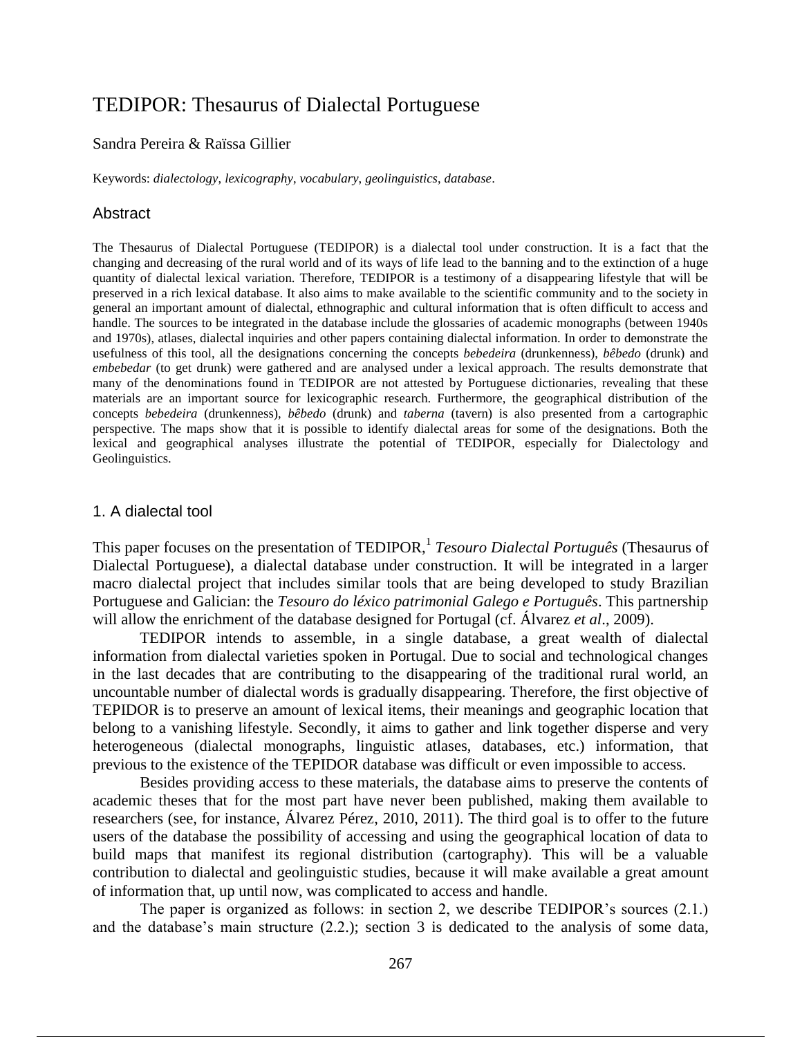# TEDIPOR: Thesaurus of Dialectal Portuguese

Sandra Pereira & Raïssa Gillier

Keywords: *dialectology*, *lexicography*, *vocabulary*, *geolinguistics*, *database*.

## Abstract

The Thesaurus of Dialectal Portuguese (TEDIPOR) is a dialectal tool under construction. It is a fact that the changing and decreasing of the rural world and of its ways of life lead to the banning and to the extinction of a huge quantity of dialectal lexical variation. Therefore, TEDIPOR is a testimony of a disappearing lifestyle that will be preserved in a rich lexical database. It also aims to make available to the scientific community and to the society in general an important amount of dialectal, ethnographic and cultural information that is often difficult to access and handle. The sources to be integrated in the database include the glossaries of academic monographs (between 1940s and 1970s), atlases, dialectal inquiries and other papers containing dialectal information. In order to demonstrate the usefulness of this tool, all the designations concerning the concepts *bebedeira* (drunkenness), *bêbedo* (drunk) and *embebedar* (to get drunk) were gathered and are analysed under a lexical approach. The results demonstrate that many of the denominations found in TEDIPOR are not attested by Portuguese dictionaries, revealing that these materials are an important source for lexicographic research. Furthermore, the geographical distribution of the concepts *bebedeira* (drunkenness), *bêbedo* (drunk) and *taberna* (tavern) is also presented from a cartographic perspective. The maps show that it is possible to identify dialectal areas for some of the designations. Both the lexical and geographical analyses illustrate the potential of TEDIPOR, especially for Dialectology and Geolinguistics.

## 1. A dialectal tool

This paper focuses on the presentation of TEDIPOR,[1] *Tesouro Dialectal Português* (Thesaurus of Dialectal Portuguese), a dialectal database under construction. It will be integrated in a larger macro dialectal project that includes similar tools that are being developed to study Brazilian Portuguese and Galician: the *Tesouro do léxico patrimonial Galego e Português*. This partnership will allow the enrichment of the database designed for Portugal (cf. Álvarez *et al*., 2009).

TEDIPOR intends to assemble, in a single database, a great wealth of dialectal information from dialectal varieties spoken in Portugal. Due to social and technological changes in the last decades that are contributing to the disappearing of the traditional rural world, an uncountable number of dialectal words is gradually disappearing. Therefore, the first objective of TEPIDOR is to preserve an amount of lexical items, their meanings and geographic location that belong to a vanishing lifestyle. Secondly, it aims to gather and link together disperse and very heterogeneous (dialectal monographs, linguistic atlases, databases, etc.) information, that previous to the existence of the TEPIDOR database was difficult or even impossible to access.

Besides providing access to these materials, the database aims to preserve the contents of academic theses that for the most part have never been published, making them available to researchers (see, for instance, Álvarez Pérez, 2010, 2011). The third goal is to offer to the future users of the database the possibility of accessing and using the geographical location of data to build maps that manifest its regional distribution (cartography). This will be a valuable contribution to dialectal and geolinguistic studies, because it will make available a great amount of information that, up until now, was complicated to access and handle.

The paper is organized as follows: in section 2, we describe TEDIPOR's sources (2.1.) and the database's main structure (2.2.); section 3 is dedicated to the analysis of some data,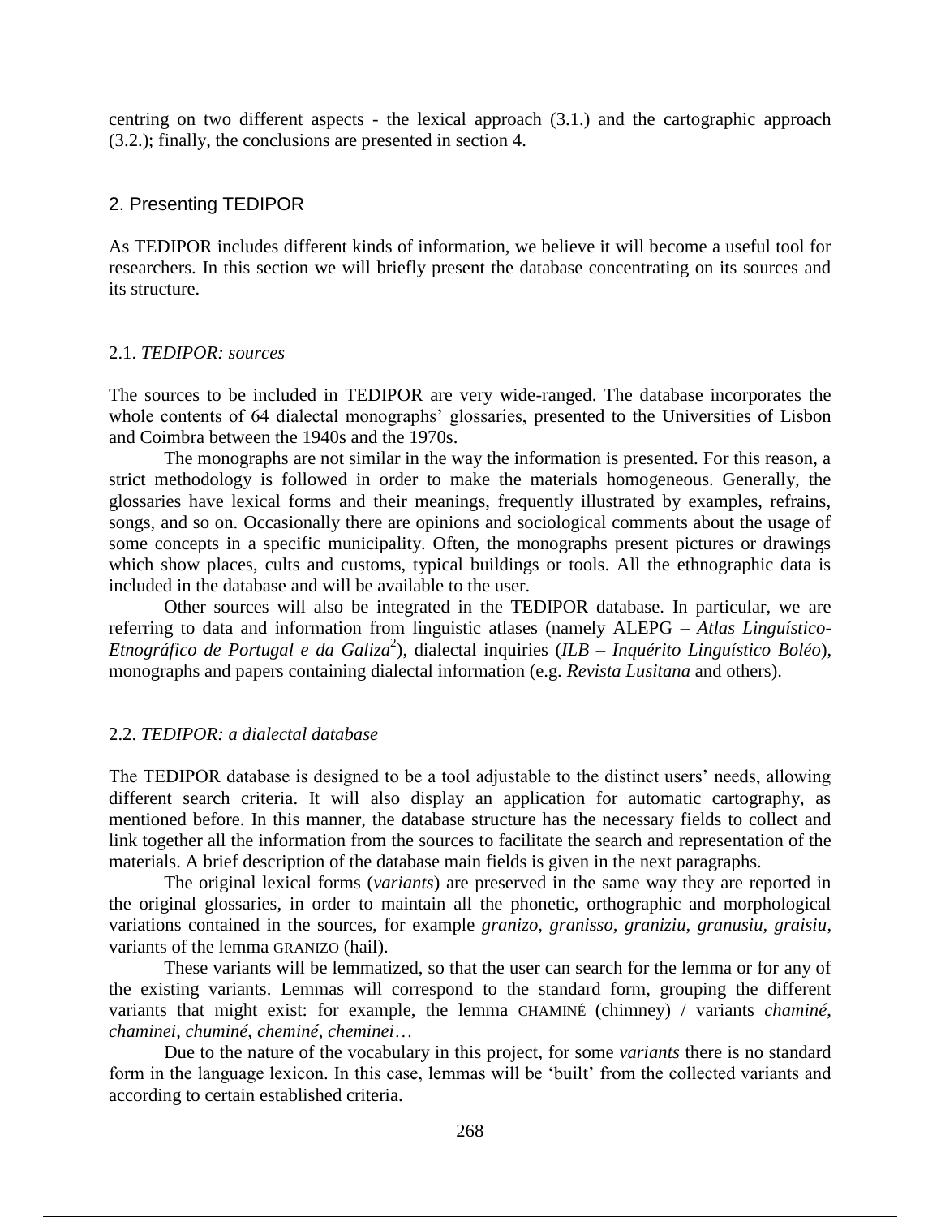centring on two different aspects - the lexical approach (3.1.) and the cartographic approach (3.2.); finally, the conclusions are presented in section 4.

## 2. Presenting TEDIPOR

As TEDIPOR includes different kinds of information, we believe it will become a useful tool for researchers. In this section we will briefly present the database concentrating on its sources and its structure.

### 2.1. *TEDIPOR: sources*

The sources to be included in TEDIPOR are very wide-ranged. The database incorporates the whole contents of 64 dialectal monographs' glossaries, presented to the Universities of Lisbon and Coimbra between the 1940s and the 1970s.

The monographs are not similar in the way the information is presented. For this reason, a strict methodology is followed in order to make the materials homogeneous. Generally, the glossaries have lexical forms and their meanings, frequently illustrated by examples, refrains, songs, and so on. Occasionally there are opinions and sociological comments about the usage of some concepts in a specific municipality. Often, the monographs present pictures or drawings which show places, cults and customs, typical buildings or tools. All the ethnographic data is included in the database and will be available to the user.

Other sources will also be integrated in the TEDIPOR database. In particular, we are referring to data and information from linguistic atlases (namely ALEPG – *Atlas Linguístico-Etnográfico de Portugal e da Galiza*[2]), dialectal inquiries (*ILB* – *Inquérito Linguístico Boléo*), monographs and papers containing dialectal information (e.g. *Revista Lusitana* and others).

### 2.2. *TEDIPOR: a dialectal database*

The TEDIPOR database is designed to be a tool adjustable to the distinct users' needs, allowing different search criteria. It will also display an application for automatic cartography, as mentioned before. In this manner, the database structure has the necessary fields to collect and link together all the information from the sources to facilitate the search and representation of the materials. A brief description of the database main fields is given in the next paragraphs.

The original lexical forms (*variants*) are preserved in the same way they are reported in the original glossaries, in order to maintain all the phonetic, orthographic and morphological variations contained in the sources, for example *granizo, granisso, graniziu, granusiu, graisiu*, variants of the lemma GRANIZO (hail).

These variants will be lemmatized, so that the user can search for the lemma or for any of the existing variants. Lemmas will correspond to the standard form, grouping the different variants that might exist: for example, the lemma CHAMINÉ (chimney) / variants *chaminé*, *chaminei*, *chuminé*, *cheminé*, *cheminei*…

Due to the nature of the vocabulary in this project, for some *variants* there is no standard form in the language lexicon. In this case, lemmas will be 'built' from the collected variants and according to certain established criteria.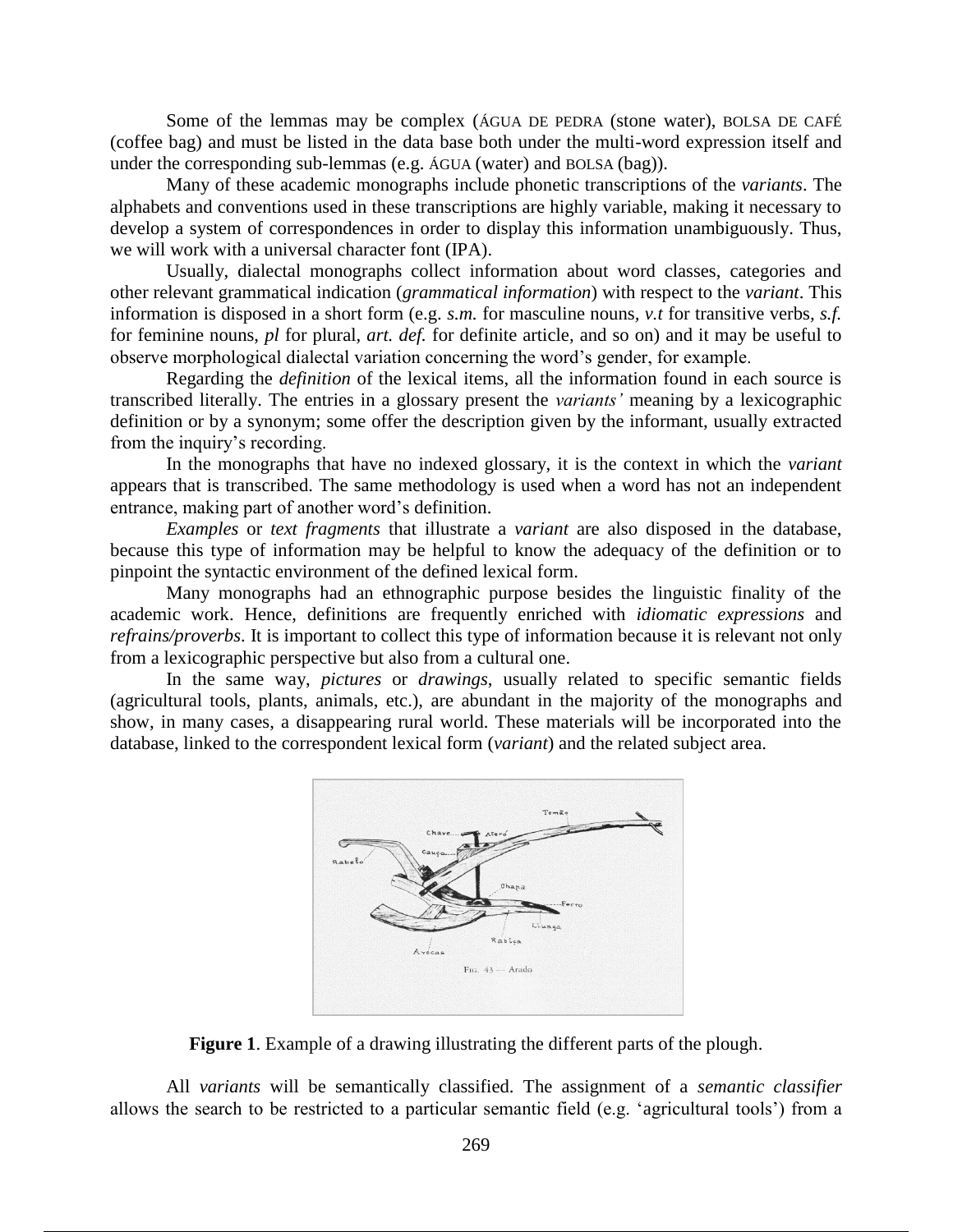Some of the lemmas may be complex (ÁGUA DE PEDRA (stone water), BOLSA DE CAFÉ (coffee bag) and must be listed in the data base both under the multi-word expression itself and under the corresponding sub-lemmas (e.g. ÁGUA (water) and BOLSA (bag)).

Many of these academic monographs include phonetic transcriptions of the *variants*. The alphabets and conventions used in these transcriptions are highly variable, making it necessary to develop a system of correspondences in order to display this information unambiguously. Thus, we will work with a universal character font (IPA).

Usually, dialectal monographs collect information about word classes, categories and other relevant grammatical indication (*grammatical information*) with respect to the *variant*. This information is disposed in a short form (e.g. *s.m.* for masculine nouns, *v.t* for transitive verbs, *s.f.* for feminine nouns, *pl* for plural, *art. def.* for definite article, and so on) and it may be useful to observe morphological dialectal variation concerning the word's gender, for example.

Regarding the *definition* of the lexical items, all the information found in each source is transcribed literally. The entries in a glossary present the *variants'* meaning by a lexicographic definition or by a synonym; some offer the description given by the informant, usually extracted from the inquiry's recording.

In the monographs that have no indexed glossary, it is the context in which the *variant* appears that is transcribed. The same methodology is used when a word has not an independent entrance, making part of another word's definition.

*Examples* or *text fragments* that illustrate a *variant* are also disposed in the database, because this type of information may be helpful to know the adequacy of the definition or to pinpoint the syntactic environment of the defined lexical form.

Many monographs had an ethnographic purpose besides the linguistic finality of the academic work. Hence, definitions are frequently enriched with *idiomatic expressions* and *refrains/proverbs*. It is important to collect this type of information because it is relevant not only from a lexicographic perspective but also from a cultural one.

In the same way, *pictures* or *drawings*, usually related to specific semantic fields (agricultural tools, plants, animals, etc.), are abundant in the majority of the monographs and show, in many cases, a disappearing rural world. These materials will be incorporated into the database, linked to the correspondent lexical form (*variant*) and the related subject area.

**Figure 1**. Example of a drawing illustrating the different parts of the plough.

All *variants* will be semantically classified. The assignment of a *semantic classifier* allows the search to be restricted to a particular semantic field (e.g. 'agricultural tools') from a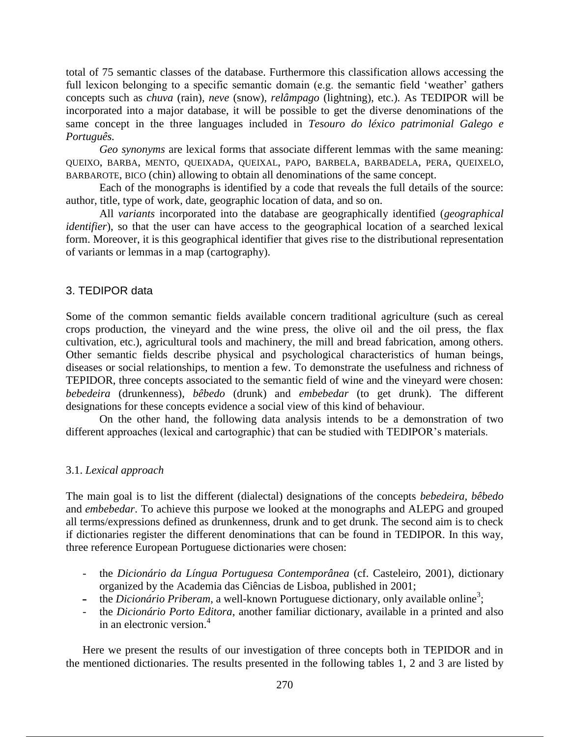total of 75 semantic classes of the database. Furthermore this classification allows accessing the full lexicon belonging to a specific semantic domain (e.g. the semantic field 'weather' gathers concepts such as *chuva* (rain), *neve* (snow), *relâmpago* (lightning), etc.). As TEDIPOR will be incorporated into a major database, it will be possible to get the diverse denominations of the same concept in the three languages included in *Tesouro do léxico patrimonial Galego e Português.*

*Geo synonyms* are lexical forms that associate different lemmas with the same meaning: QUEIXO, BARBA, MENTO, QUEIXADA, QUEIXAL, PAPO, BARBELA, BARBADELA, PERA, QUEIXELO, BARBAROTE, BICO (chin) allowing to obtain all denominations of the same concept.

Each of the monographs is identified by a code that reveals the full details of the source: author, title, type of work, date, geographic location of data, and so on.

All *variants* incorporated into the database are geographically identified (*geographical identifier*), so that the user can have access to the geographical location of a searched lexical form. Moreover, it is this geographical identifier that gives rise to the distributional representation of variants or lemmas in a map (cartography).

## 3. TEDIPOR data

Some of the common semantic fields available concern traditional agriculture (such as cereal crops production, the vineyard and the wine press, the olive oil and the oil press, the flax cultivation, etc.), agricultural tools and machinery, the mill and bread fabrication, among others. Other semantic fields describe physical and psychological characteristics of human beings, diseases or social relationships, to mention a few. To demonstrate the usefulness and richness of TEPIDOR, three concepts associated to the semantic field of wine and the vineyard were chosen: *bebedeira* (drunkenness), *bêbedo* (drunk) and *embebedar* (to get drunk). The different designations for these concepts evidence a social view of this kind of behaviour.

On the other hand, the following data analysis intends to be a demonstration of two different approaches (lexical and cartographic) that can be studied with TEDIPOR's materials.

### 3.1. *Lexical approach*

The main goal is to list the different (dialectal) designations of the concepts *bebedeira, bêbedo* and *embebedar*. To achieve this purpose we looked at the monographs and ALEPG and grouped all terms/expressions defined as drunkenness, drunk and to get drunk. The second aim is to check if dictionaries register the different denominations that can be found in TEDIPOR. In this way, three reference European Portuguese dictionaries were chosen:

- the *Dicionário da Língua Portuguesa Contemporânea* (cf. Casteleiro, 2001), dictionary organized by the Academia das Ciências de Lisboa, published in 2001;
- the *Dicionário Priberam*, a well-known Portuguese dictionary, only available online[3];
- the *Dicionário Porto Editora*, another familiar dictionary, available in a printed and also in an electronic version.[4]

Here we present the results of our investigation of three concepts both in TEPIDOR and in the mentioned dictionaries. The results presented in the following tables 1, 2 and 3 are listed by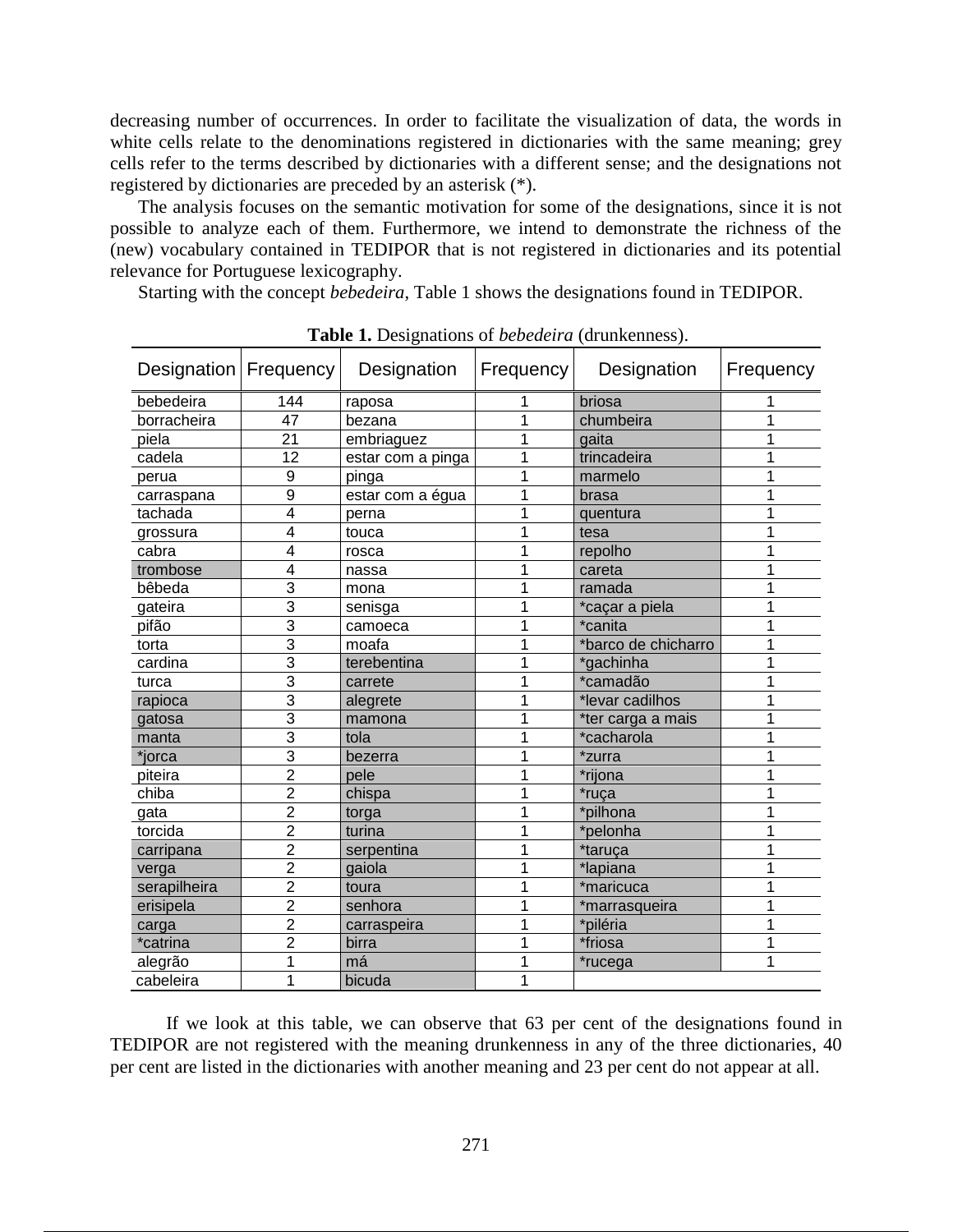decreasing number of occurrences. In order to facilitate the visualization of data, the words in white cells relate to the denominations registered in dictionaries with the same meaning; grey cells refer to the terms described by dictionaries with a different sense; and the designations not registered by dictionaries are preceded by an asterisk (*).

The analysis focuses on the semantic motivation for some of the designations, since it is not possible to analyze each of them. Furthermore, we intend to demonstrate the richness of the (new) vocabulary contained in TEDIPOR that is not registered in dictionaries and its potential relevance for Portuguese lexicography.

Starting with the concept *bebedeira*, Table 1 shows the designations found in TEDIPOR.

**Table 1.** Designations of *bebedeira* (drunkenness).

| Designation | Frequency | Designation | Frequency | Designation | Frequency |
|---|---|---|---|---|---|
| bebedeira | 144 | raposa | 1 | briosa | 1 |
| borracheira | 47 | bezana | 1 | chumbeira | 1 |
| piela | 21 | embriaguez | 1 | gaita | 1 |
| cadela | 12 | estar com a pinga | 1 | trincadeira | 1 |
| perua | 9 | pinga | 1 | marmelo | 1 |
| carraspana | 9 | estar com a égua | 1 | brasa | 1 |
| tachada | 4 | perna | 1 | quentura | 1 |
| grossura | 4 | touca | 1 | tesa | 1 |
| cabra | 4 | rosca | 1 | repolho | 1 |
| trombose | 4 | nassa | 1 | careta | 1 |
| bêbeda | 3 | mona | 1 | ramada | 1 |
| gateira | 3 | senisga | 1 | *caçar a piela | 1 |
| pifão | 3 | camoeca | 1 | *canita | 1 |
| torta | 3 | moafa | 1 | *barco de chicharro | 1 |
| cardina | 3 | terebentina | 1 | *gachinha | 1 |
| turca | 3 | carrete | 1 | *camadão | 1 |
| rapioca | 3 | alegrete | 1 | *levar cadilhos | 1 |
| gatosa | 3 | mamona | 1 | *ter carga a mais | 1 |
| manta | 3 | tola | 1 | *cacharola | 1 |
| *jorca | 3 | bezerra | 1 | *zurra | 1 |
| piteira | 2 | pele | 1 | *rijona | 1 |
| chiba | 2 | chispa | 1 | *ruça | 1 |
| gata | 2 | torga | 1 | *pilhona | 1 |
| torcida | 2 | turina | 1 | *pelonha | 1 |
| carripana | 2 | serpentina | 1 | *taruça | 1 |
| verga | 2 | gaiola | 1 | *lapiana | 1 |
| serapilheira | 2 | toura | 1 | *maricuca | 1 |
| erisipela | 2 | senhora | 1 | *marrasqueira | 1 |
| carga | 2 | carraspeira | 1 | *piléria | 1 |
| *catrina | 2 | birra | 1 | *friosa | 1 |
| alegrão | 1 | má | 1 | *rucega | 1 |
| cabeleira | 1 | bicuda | 1 | | |

If we look at this table, we can observe that 63 per cent of the designations found in TEDIPOR are not registered with the meaning drunkenness in any of the three dictionaries, 40 per cent are listed in the dictionaries with another meaning and 23 per cent do not appear at all.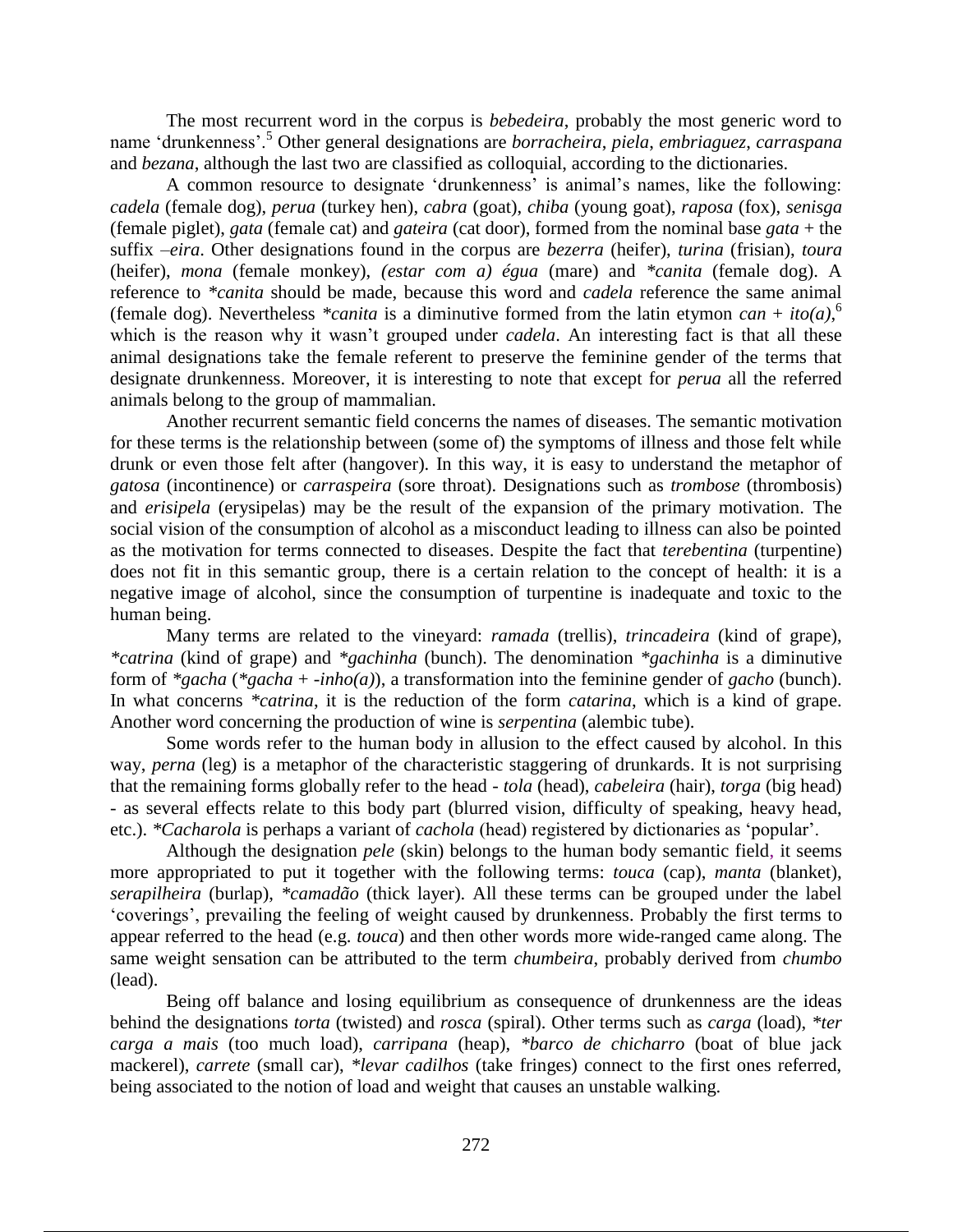The most recurrent word in the corpus is *bebedeira*, probably the most generic word to name 'drunkenness'.[5] Other general designations are *borracheira*, *piela*, *embriaguez*, *carraspana* and *bezana*, although the last two are classified as colloquial, according to the dictionaries.

A common resource to designate 'drunkenness' is animal's names, like the following: *cadela* (female dog), *perua* (turkey hen), *cabra* (goat), *chiba* (young goat), *raposa* (fox), *senisga* (female piglet), *gata* (female cat) and *gateira* (cat door), formed from the nominal base *gata* + the suffix *–eira*. Other designations found in the corpus are *bezerra* (heifer), *turina* (frisian), *toura* (heifer), *mona* (female monkey), *(estar com a) égua* (mare) and *\*canita* (female dog). A reference to *\*canita* should be made, because this word and *cadela* reference the same animal (female dog). Nevertheless *\*canita* is a diminutive formed from the latin etymon *can* + *ito(a)*,[6] which is the reason why it wasn't grouped under *cadela*. An interesting fact is that all these animal designations take the female referent to preserve the feminine gender of the terms that designate drunkenness. Moreover, it is interesting to note that except for *perua* all the referred animals belong to the group of mammalian.

Another recurrent semantic field concerns the names of diseases. The semantic motivation for these terms is the relationship between (some of) the symptoms of illness and those felt while drunk or even those felt after (hangover). In this way, it is easy to understand the metaphor of *gatosa* (incontinence) or *carraspeira* (sore throat). Designations such as *trombose* (thrombosis) and *erisipela* (erysipelas) may be the result of the expansion of the primary motivation. The social vision of the consumption of alcohol as a misconduct leading to illness can also be pointed as the motivation for terms connected to diseases. Despite the fact that *terebentina* (turpentine) does not fit in this semantic group, there is a certain relation to the concept of health: it is a negative image of alcohol, since the consumption of turpentine is inadequate and toxic to the human being.

Many terms are related to the vineyard: *ramada* (trellis), *trincadeira* (kind of grape), *\*catrina* (kind of grape) and *\*gachinha* (bunch). The denomination *\*gachinha* is a diminutive form of *\*gacha* (*\*gacha* + *-inho(a)*), a transformation into the feminine gender of *gacho* (bunch). In what concerns *\*catrina*, it is the reduction of the form *catarina*, which is a kind of grape. Another word concerning the production of wine is *serpentina* (alembic tube).

Some words refer to the human body in allusion to the effect caused by alcohol. In this way, *perna* (leg) is a metaphor of the characteristic staggering of drunkards. It is not surprising that the remaining forms globally refer to the head - *tola* (head), *cabeleira* (hair), *torga* (big head) - as several effects relate to this body part (blurred vision, difficulty of speaking, heavy head, etc.). *\*Cacharola* is perhaps a variant of *cachola* (head) registered by dictionaries as 'popular'.

Although the designation *pele* (skin) belongs to the human body semantic field, it seems more appropriated to put it together with the following terms: *touca* (cap), *manta* (blanket), *serapilheira* (burlap), *\*camadão* (thick layer). All these terms can be grouped under the label 'coverings', prevailing the feeling of weight caused by drunkenness. Probably the first terms to appear referred to the head (e.g. *touca*) and then other words more wide-ranged came along. The same weight sensation can be attributed to the term *chumbeira*, probably derived from *chumbo* (lead).

Being off balance and losing equilibrium as consequence of drunkenness are the ideas behind the designations *torta* (twisted) and *rosca* (spiral). Other terms such as *carga* (load), *\*ter carga a mais* (too much load), *carripana* (heap), *\*barco de chicharro* (boat of blue jack mackerel), *carrete* (small car), *\*levar cadilhos* (take fringes) connect to the first ones referred, being associated to the notion of load and weight that causes an unstable walking.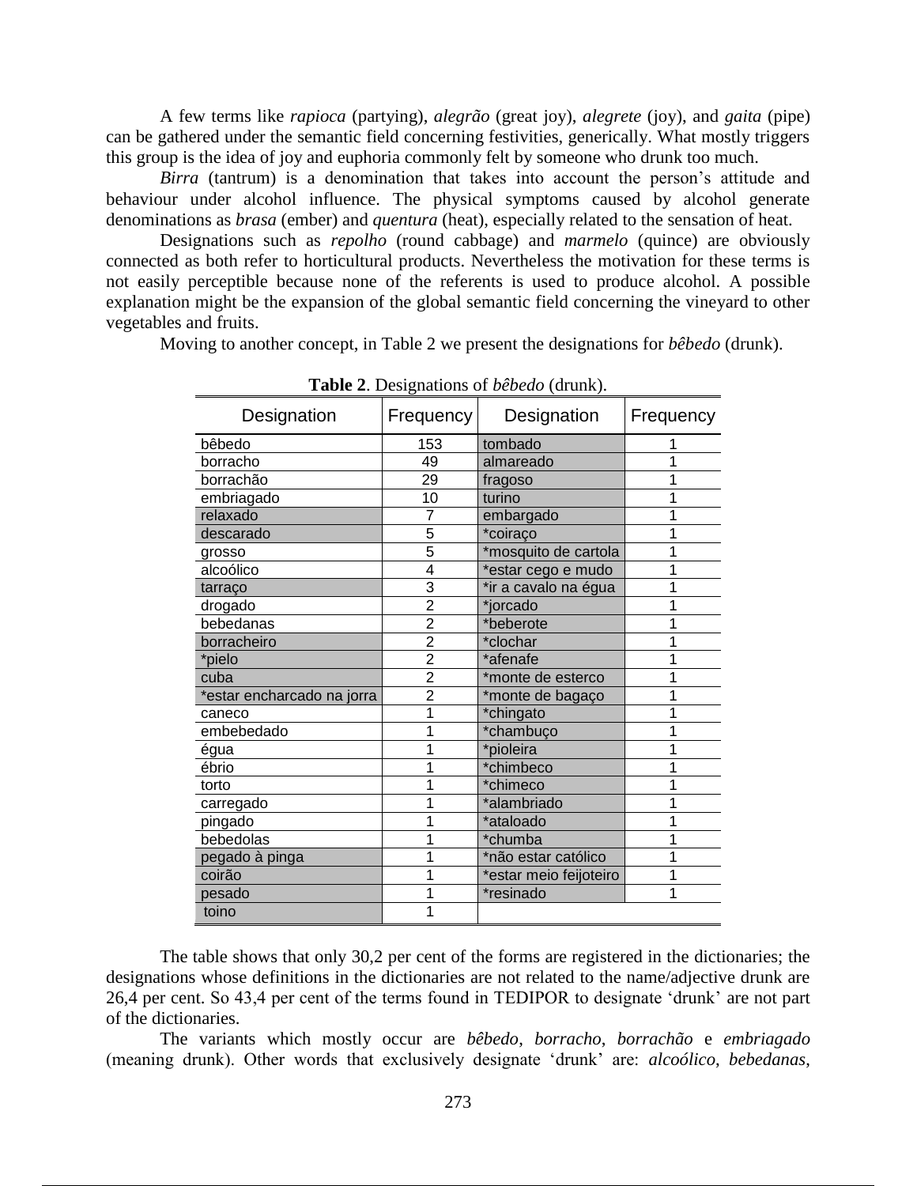A few terms like *rapioca* (partying), *alegrão* (great joy), *alegrete* (joy), and *gaita* (pipe) can be gathered under the semantic field concerning festivities, generically. What mostly triggers this group is the idea of joy and euphoria commonly felt by someone who drunk too much.

*Birra* (tantrum) is a denomination that takes into account the person's attitude and behaviour under alcohol influence. The physical symptoms caused by alcohol generate denominations as *brasa* (ember) and *quentura* (heat), especially related to the sensation of heat.

Designations such as *repolho* (round cabbage) and *marmelo* (quince) are obviously connected as both refer to horticultural products. Nevertheless the motivation for these terms is not easily perceptible because none of the referents is used to produce alcohol. A possible explanation might be the expansion of the global semantic field concerning the vineyard to other vegetables and fruits.

Moving to another concept, in Table 2 we present the designations for *bêbedo* (drunk).

**Table 2**. Designations of *bêbedo* (drunk).

| Designation | Frequency | Designation | Frequency |
|---|---|---|---|
| bêbedo | 153 | tombado | 1 |
| borracho | 49 | almareado | 1 |
| borrachão | 29 | fragoso | 1 |
| embriagado | 10 | turino | 1 |
| relaxado | 7 | embargado | 1 |
| descarado | 5 | *coiraço | 1 |
| grosso | 5 | *mosquito de cartola | 1 |
| alcoólico | 4 | *estar cego e mudo | 1 |
| tarraço | 3 | *ir a cavalo na égua | 1 |
| drogado | 2 | *jorcado | 1 |
| bebedanas | 2 | *beberote | 1 |
| borracheiro | 2 | *clochar | 1 |
| *pielo | 2 | *afenafe | 1 |
| cuba | 2 | *monte de esterco | 1 |
| *estar encharcado na jorra | 2 | *monte de bagaço | 1 |
| caneco | 1 | *chingato | 1 |
| embebedado | 1 | *chambuço | 1 |
| égua | 1 | *pioleira | 1 |
| ébrio | 1 | *chimbeco | 1 |
| torto | 1 | *chimeco | 1 |
| carregado | 1 | *alambriado | 1 |
| pingado | 1 | *ataloado | 1 |
| bebedolas | 1 | *chumba | 1 |
| pegado à pinga | 1 | *não estar católico | 1 |
| coirão | 1 | *estar meio feijoteiro | 1 |
| pesado | 1 | *resinado | 1 |
| toino | 1 | | |

The table shows that only 30,2 per cent of the forms are registered in the dictionaries; the designations whose definitions in the dictionaries are not related to the name/adjective drunk are 26,4 per cent. So 43,4 per cent of the terms found in TEDIPOR to designate 'drunk' are not part of the dictionaries.

The variants which mostly occur are *bêbedo*, *borracho*, *borrachão* e *embriagado* (meaning drunk). Other words that exclusively designate 'drunk' are: *alcoólico*, *bebedanas*,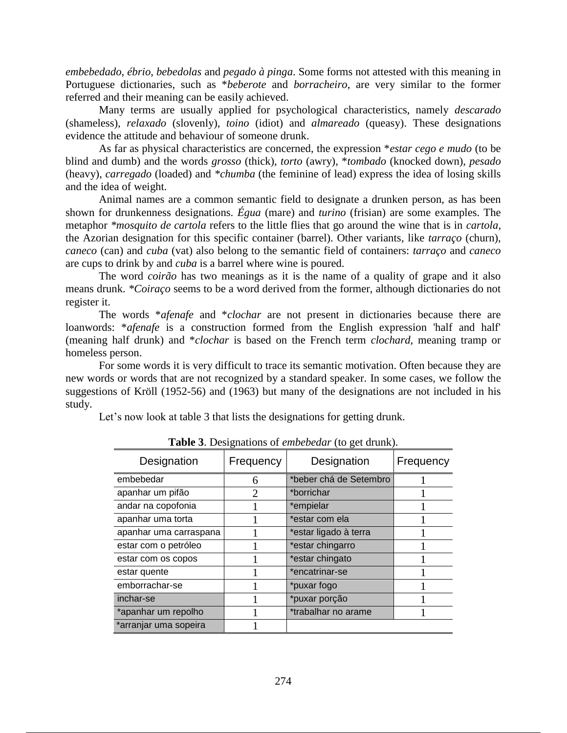*embebedado*, *ébrio*, *bebedolas* and *pegado à pinga*. Some forms not attested with this meaning in Portuguese dictionaries, such as *\*beberote* and *borracheiro*, are very similar to the former referred and their meaning can be easily achieved.

Many terms are usually applied for psychological characteristics, namely *descarado* (shameless), *relaxado* (slovenly), *toino* (idiot) and *almareado* (queasy). These designations evidence the attitude and behaviour of someone drunk.

As far as physical characteristics are concerned, the expression \**estar cego e mudo* (to be blind and dumb) and the words *grosso* (thick), *torto* (awry), \**tombado* (knocked down), *pesado* (heavy), *carregado* (loaded) and *\*chumba* (the feminine of lead) express the idea of losing skills and the idea of weight.

Animal names are a common semantic field to designate a drunken person, as has been shown for drunkenness designations. *Égua* (mare) and *turino* (frisian) are some examples. The metaphor *\*mosquito de cartola* refers to the little flies that go around the wine that is in *cartola*, the Azorian designation for this specific container (barrel). Other variants, like *tarraço* (churn), *caneco* (can) and *cuba* (vat) also belong to the semantic field of containers: *tarraço* and *caneco* are cups to drink by and *cuba* is a barrel where wine is poured.

The word *coirão* has two meanings as it is the name of a quality of grape and it also means drunk. *\*Coiraço* seems to be a word derived from the former, although dictionaries do not register it.

The words \**afenafe* and \**clochar* are not present in dictionaries because there are loanwords: \**afenafe* is a construction formed from the English expression 'half and half' (meaning half drunk) and \**clochar* is based on the French term *clochard*, meaning tramp or homeless person.

For some words it is very difficult to trace its semantic motivation. Often because they are new words or words that are not recognized by a standard speaker. In some cases, we follow the suggestions of Kröll (1952-56) and (1963) but many of the designations are not included in his study.

Let's now look at table 3 that lists the designations for getting drunk.

**Table 3**. Designations of *embebedar* (to get drunk).

| Designation | Frequency | Designation | Frequency |
|---|---|---|---|
| embebedar | 6 | *beber chá de Setembro | 1 |
| apanhar um pifão | 2 | *borrichar | 1 |
| andar na copofonia | 1 | *empielar | 1 |
| apanhar uma torta | 1 | *estar com ela | 1 |
| apanhar uma carraspana | 1 | *estar ligado à terra | 1 |
| estar com o petróleo | 1 | *estar chingarro | 1 |
| estar com os copos | 1 | *estar chingato | 1 |
| estar quente | 1 | *encatrinar-se | 1 |
| emborrachar-se | 1 | *puxar fogo | 1 |
| inchar-se | 1 | *puxar porção | 1 |
| *apanhar um repolho | 1 | *trabalhar no arame | 1 |
| *arranjar uma sopeira | 1 | | |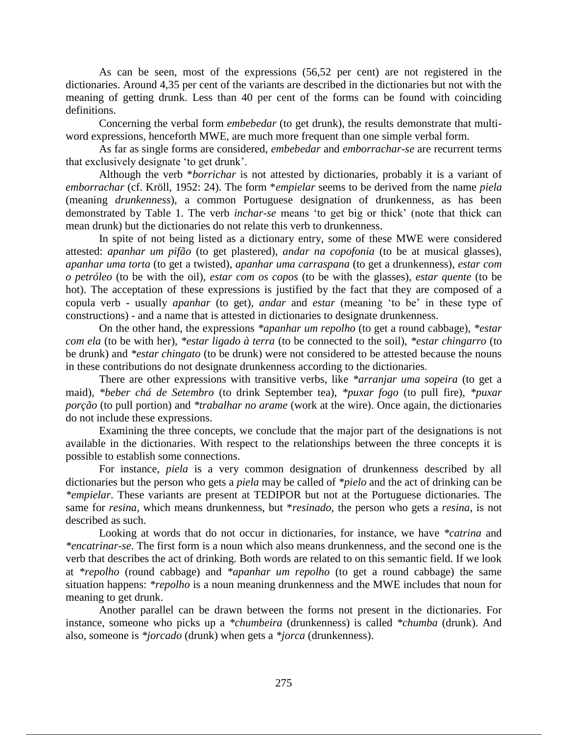As can be seen, most of the expressions (56,52 per cent) are not registered in the dictionaries. Around 4,35 per cent of the variants are described in the dictionaries but not with the meaning of getting drunk. Less than 40 per cent of the forms can be found with coinciding definitions.

Concerning the verbal form *embebedar* (to get drunk), the results demonstrate that multi-word expressions, henceforth MWE, are much more frequent than one simple verbal form.

As far as single forms are considered, *embebedar* and *emborrachar-se* are recurrent terms that exclusively designate 'to get drunk'.

Although the verb \**borrichar* is not attested by dictionaries, probably it is a variant of *emborrachar* (cf. Kröll, 1952: 24). The form \**empielar* seems to be derived from the name *piela* (meaning *drunkenness*), a common Portuguese designation of drunkenness, as has been demonstrated by Table 1. The verb *inchar-se* means 'to get big or thick' (note that thick can mean drunk) but the dictionaries do not relate this verb to drunkenness.

In spite of not being listed as a dictionary entry, some of these MWE were considered attested: *apanhar um pifão* (to get plastered), *andar na copofonia* (to be at musical glasses), *apanhar uma torta* (to get a twisted), *apanhar uma carraspana* (to get a drunkenness), *estar com o petróleo* (to be with the oil), *estar com os copos* (to be with the glasses), *estar quente* (to be hot). The acceptation of these expressions is justified by the fact that they are composed of a copula verb - usually *apanhar* (to get), *andar* and *estar* (meaning 'to be' in these type of constructions) - and a name that is attested in dictionaries to designate drunkenness.

On the other hand, the expressions *\*apanhar um repolho* (to get a round cabbage), *\*estar com ela* (to be with her), *\*estar ligado à terra* (to be connected to the soil), *\*estar chingarro* (to be drunk) and *\*estar chingato* (to be drunk) were not considered to be attested because the nouns in these contributions do not designate drunkenness according to the dictionaries.

There are other expressions with transitive verbs, like *\*arranjar uma sopeira* (to get a maid), *\*beber chá de Setembro* (to drink September tea), *\*puxar fogo* (to pull fire), *\*puxar porção* (to pull portion) and *\*trabalhar no arame* (work at the wire). Once again, the dictionaries do not include these expressions.

Examining the three concepts, we conclude that the major part of the designations is not available in the dictionaries. With respect to the relationships between the three concepts it is possible to establish some connections.

For instance, *piela* is a very common designation of drunkenness described by all dictionaries but the person who gets a *piela* may be called of *\*pielo* and the act of drinking can be *\*empielar*. These variants are present at TEDIPOR but not at the Portuguese dictionaries. The same for *resina*, which means drunkenness, but \**resinado*, the person who gets a *resina*, is not described as such.

Looking at words that do not occur in dictionaries, for instance, we have *\*catrina* and *\*encatrinar-se*. The first form is a noun which also means drunkenness, and the second one is the verb that describes the act of drinking. Both words are related to on this semantic field. If we look at \**repolho* (round cabbage) and \**apanhar um repolho* (to get a round cabbage) the same situation happens: *\*repolho* is a noun meaning drunkenness and the MWE includes that noun for meaning to get drunk.

Another parallel can be drawn between the forms not present in the dictionaries. For instance, someone who picks up a *\*chumbeira* (drunkenness) is called *\*chumba* (drunk). And also, someone is *\*jorcado* (drunk) when gets a *\*jorca* (drunkenness).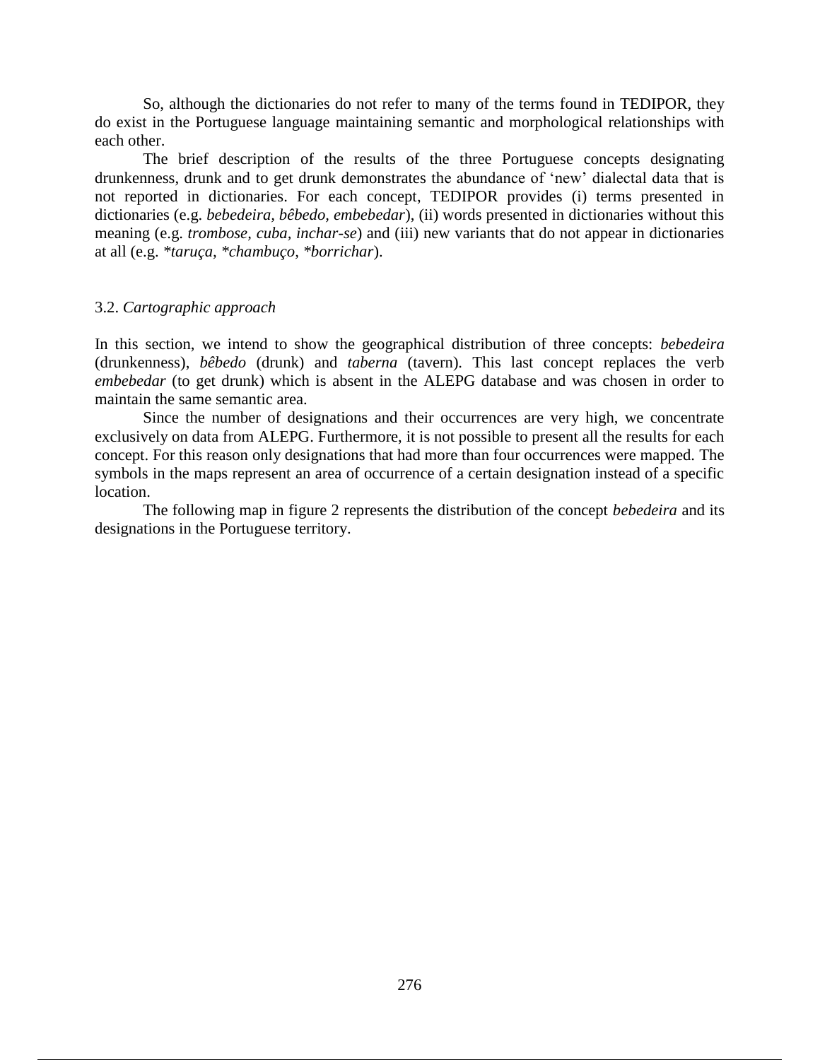So, although the dictionaries do not refer to many of the terms found in TEDIPOR, they do exist in the Portuguese language maintaining semantic and morphological relationships with each other.

The brief description of the results of the three Portuguese concepts designating drunkenness, drunk and to get drunk demonstrates the abundance of 'new' dialectal data that is not reported in dictionaries. For each concept, TEDIPOR provides (i) terms presented in dictionaries (e.g. *bebedeira*, *bêbedo, embebedar*), (ii) words presented in dictionaries without this meaning (e.g. *trombose*, *cuba*, *inchar-se*) and (iii) new variants that do not appear in dictionaries at all (e.g. *\*taruça*, *\*chambuço*, *\*borrichar*).

### 3.2. *Cartographic approach*

In this section, we intend to show the geographical distribution of three concepts: *bebedeira* (drunkenness), *bêbedo* (drunk) and *taberna* (tavern). This last concept replaces the verb *embebedar* (to get drunk) which is absent in the ALEPG database and was chosen in order to maintain the same semantic area.

Since the number of designations and their occurrences are very high, we concentrate exclusively on data from ALEPG. Furthermore, it is not possible to present all the results for each concept. For this reason only designations that had more than four occurrences were mapped. The symbols in the maps represent an area of occurrence of a certain designation instead of a specific location.

The following map in figure 2 represents the distribution of the concept *bebedeira* and its designations in the Portuguese territory.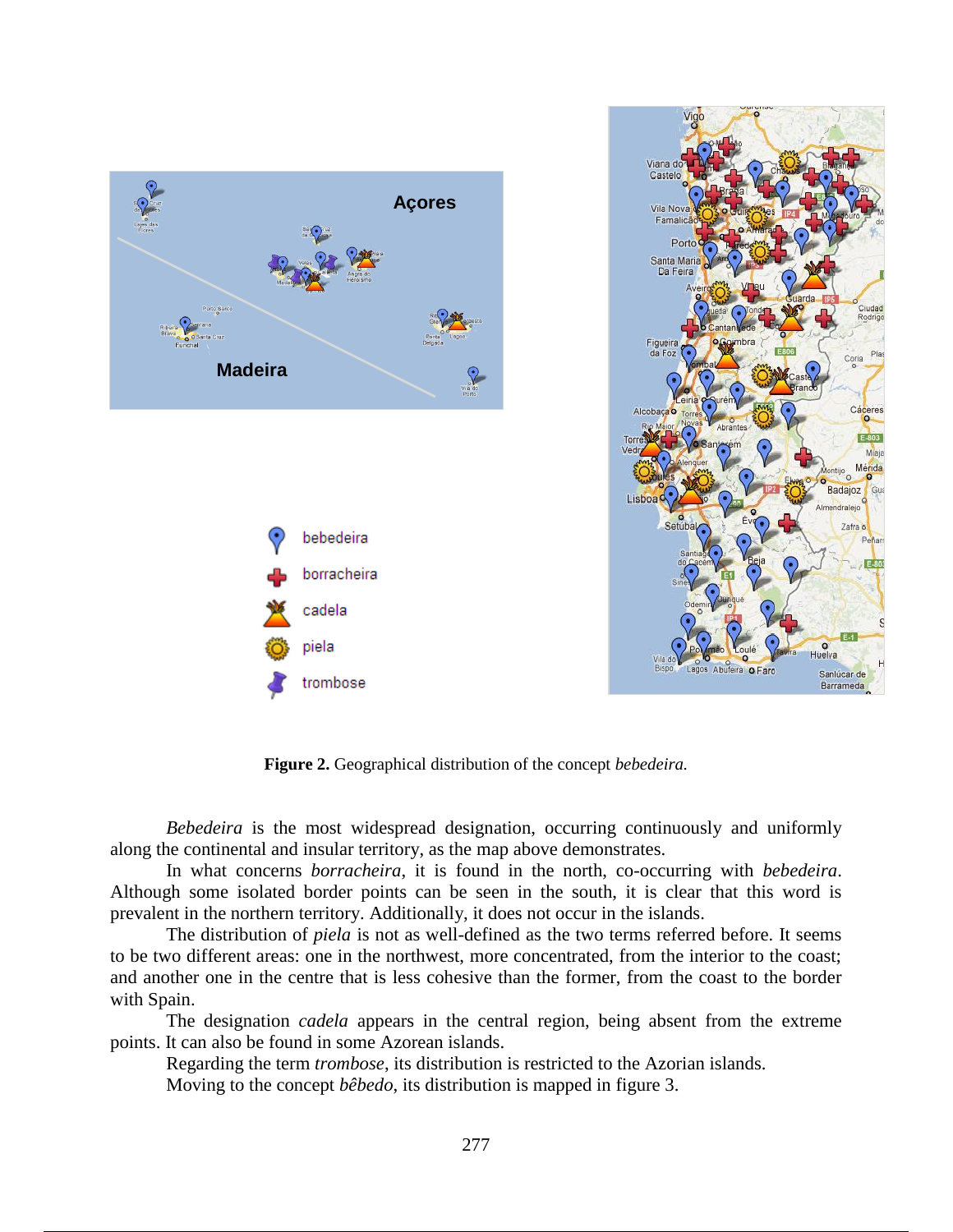**Figure 2.** Geographical distribution of the concept *bebedeira.*

*Bebedeira* is the most widespread designation, occurring continuously and uniformly along the continental and insular territory, as the map above demonstrates.

In what concerns *borracheira*, it is found in the north, co-occurring with *bebedeira*. Although some isolated border points can be seen in the south, it is clear that this word is prevalent in the northern territory. Additionally, it does not occur in the islands.

The distribution of *piela* is not as well-defined as the two terms referred before. It seems to be two different areas: one in the northwest, more concentrated, from the interior to the coast; and another one in the centre that is less cohesive than the former, from the coast to the border with Spain.

The designation *cadela* appears in the central region, being absent from the extreme points. It can also be found in some Azorean islands.

Regarding the term *trombose*, its distribution is restricted to the Azorian islands.

Moving to the concept *bêbedo*, its distribution is mapped in figure 3.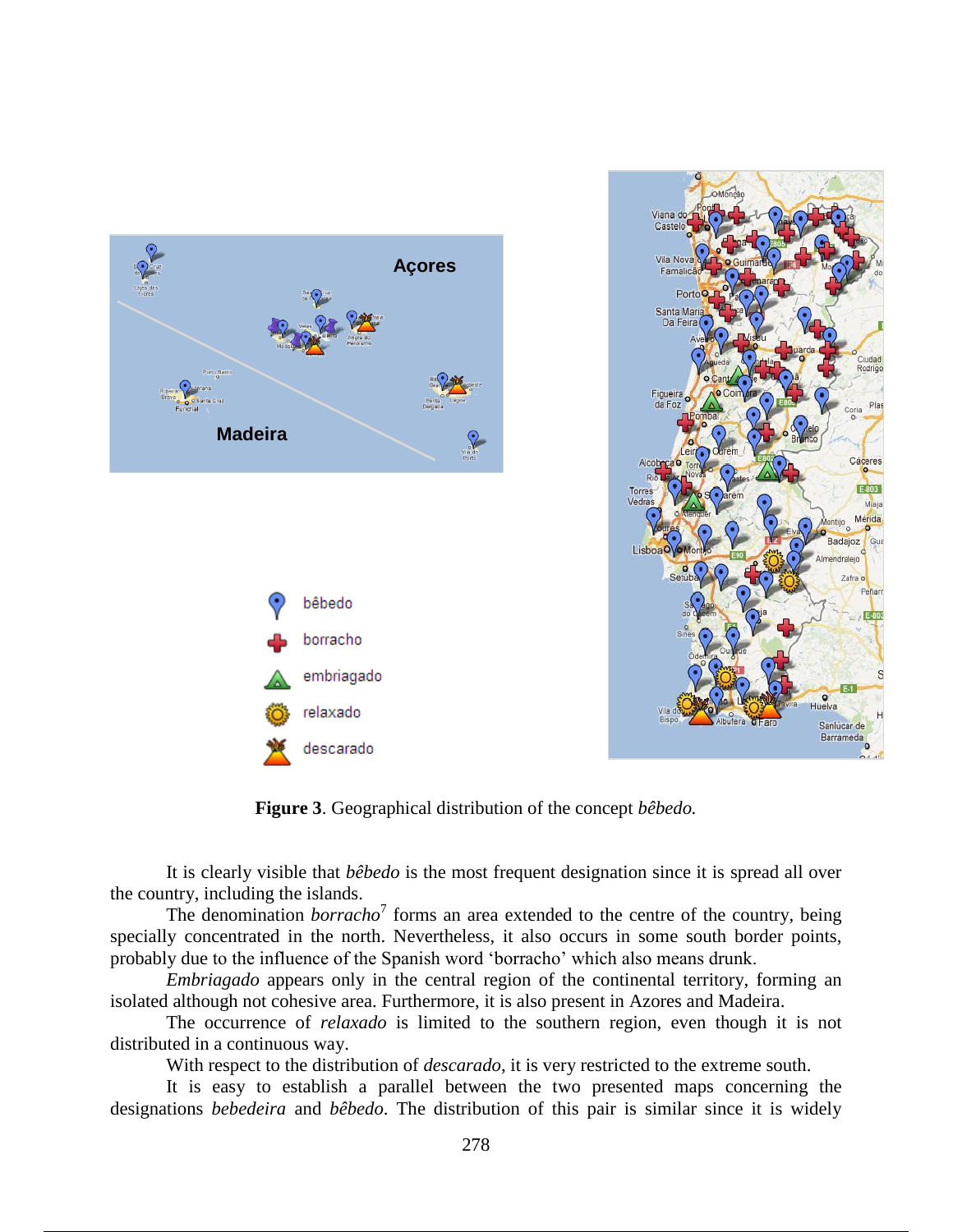**Figure 3**. Geographical distribution of the concept *bêbedo.*

It is clearly visible that *bêbedo* is the most frequent designation since it is spread all over the country, including the islands.

The denomination *borracho*[7] forms an area extended to the centre of the country, being specially concentrated in the north. Nevertheless, it also occurs in some south border points, probably due to the influence of the Spanish word 'borracho' which also means drunk.

*Embriagado* appears only in the central region of the continental territory, forming an isolated although not cohesive area. Furthermore, it is also present in Azores and Madeira.

The occurrence of *relaxado* is limited to the southern region, even though it is not distributed in a continuous way.

With respect to the distribution of *descarado*, it is very restricted to the extreme south.

It is easy to establish a parallel between the two presented maps concerning the designations *bebedeira* and *bêbedo*. The distribution of this pair is similar since it is widely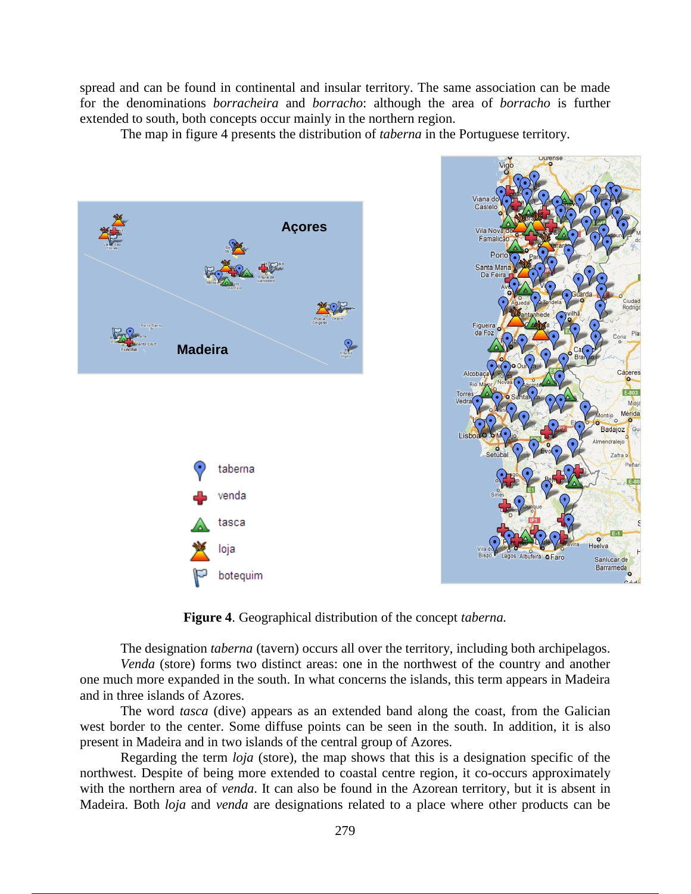spread and can be found in continental and insular territory. The same association can be made for the denominations *borracheira* and *borracho*: although the area of *borracho* is further extended to south, both concepts occur mainly in the northern region.

The map in figure 4 presents the distribution of *taberna* in the Portuguese territory.

**Figure 4**. Geographical distribution of the concept *taberna.*

The designation *taberna* (tavern) occurs all over the territory, including both archipelagos.

*Venda* (store) forms two distinct areas: one in the northwest of the country and another one much more expanded in the south. In what concerns the islands, this term appears in Madeira and in three islands of Azores.

The word *tasca* (dive) appears as an extended band along the coast, from the Galician west border to the center. Some diffuse points can be seen in the south. In addition, it is also present in Madeira and in two islands of the central group of Azores.

Regarding the term *loja* (store), the map shows that this is a designation specific of the northwest. Despite of being more extended to coastal centre region, it co-occurs approximately with the northern area of *venda*. It can also be found in the Azorean territory, but it is absent in Madeira. Both *loja* and *venda* are designations related to a place where other products can be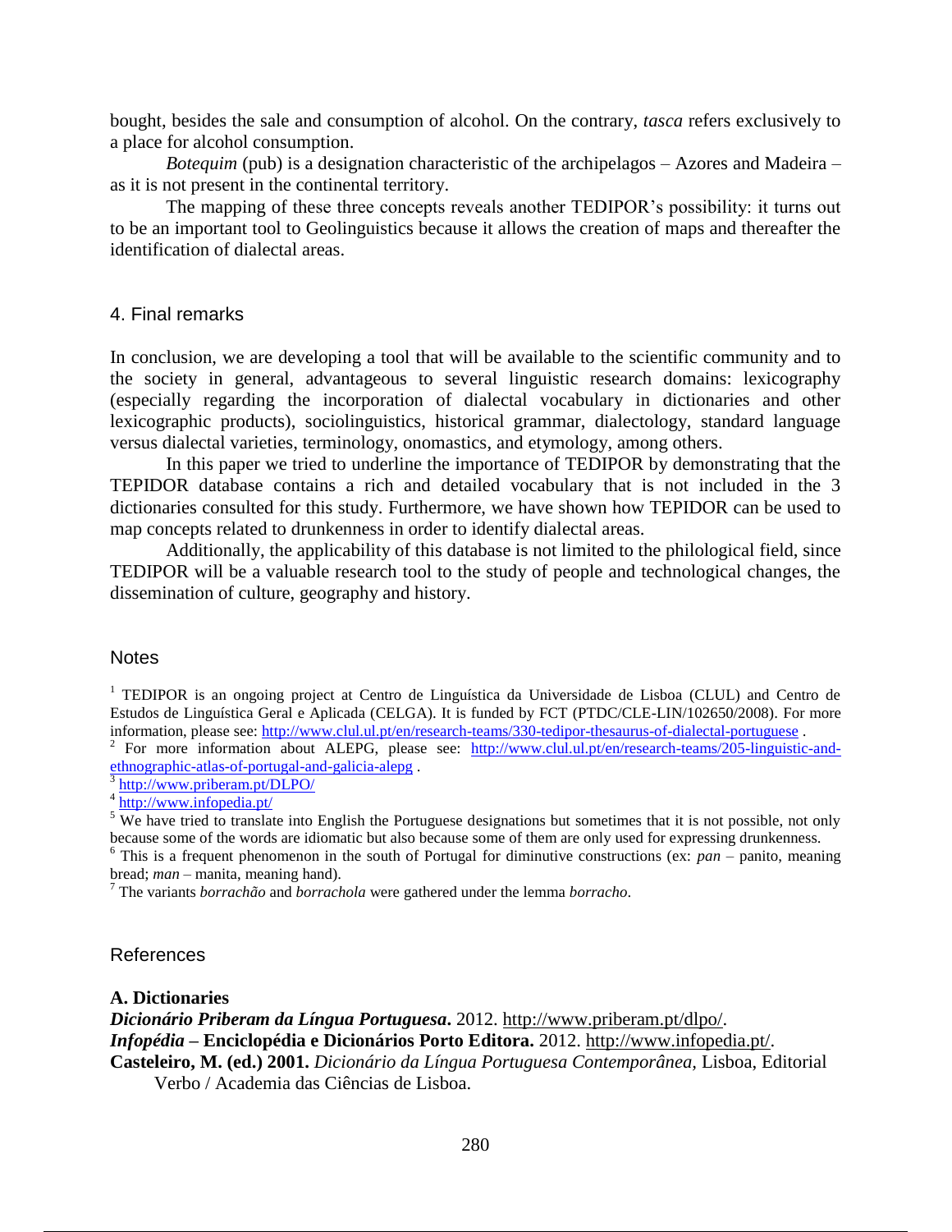bought, besides the sale and consumption of alcohol. On the contrary, *tasca* refers exclusively to a place for alcohol consumption.

*Botequim* (pub) is a designation characteristic of the archipelagos – Azores and Madeira – as it is not present in the continental territory.

The mapping of these three concepts reveals another TEDIPOR's possibility: it turns out to be an important tool to Geolinguistics because it allows the creation of maps and thereafter the identification of dialectal areas.

## 4. Final remarks

In conclusion, we are developing a tool that will be available to the scientific community and to the society in general, advantageous to several linguistic research domains: lexicography (especially regarding the incorporation of dialectal vocabulary in dictionaries and other lexicographic products), sociolinguistics, historical grammar, dialectology, standard language versus dialectal varieties, terminology, onomastics, and etymology, among others.

In this paper we tried to underline the importance of TEDIPOR by demonstrating that the TEPIDOR database contains a rich and detailed vocabulary that is not included in the 3 dictionaries consulted for this study. Furthermore, we have shown how TEPIDOR can be used to map concepts related to drunkenness in order to identify dialectal areas.

Additionally, the applicability of this database is not limited to the philological field, since TEDIPOR will be a valuable research tool to the study of people and technological changes, the dissemination of culture, geography and history.

## Notes

[1] TEDIPOR is an ongoing project at Centro de Linguística da Universidade de Lisboa (CLUL) and Centro de Estudos de Linguística Geral e Aplicada (CELGA). It is funded by FCT (PTDC/CLE-LIN/102650/2008). For more information, please see: http://www.clul.ul.pt/en/research-teams/330-tedipor-thesaurus-of-dialectal-portuguese .

[2] For more information about ALEPG, please see: http://www.clul.ul.pt/en/research-teams/205-linguistic-and-ethnographic-atlas-of-portugal-and-galicia-alepg .

[3] http://www.priberam.pt/DLPO/

[4] http://www.infopedia.pt/

[5] We have tried to translate into English the Portuguese designations but sometimes that it is not possible, not only because some of the words are idiomatic but also because some of them are only used for expressing drunkenness.

[6] This is a frequent phenomenon in the south of Portugal for diminutive constructions (ex: *pan* – panito, meaning bread; *man* – manita, meaning hand).

[7] The variants *borrachão* and *borrachola* were gathered under the lemma *borracho*.

## References

**A. Dictionaries**

***Dicionário Priberam da Língua Portuguesa*****.** 2012. http://www.priberam.pt/dlpo/.

***Infopédia*** **– Enciclopédia e Dicionários Porto Editora.** 2012. http://www.infopedia.pt/.

**Casteleiro, M. (ed.) 2001.** *Dicionário da Língua Portuguesa Contemporânea*, Lisboa, Editorial Verbo / Academia das Ciências de Lisboa.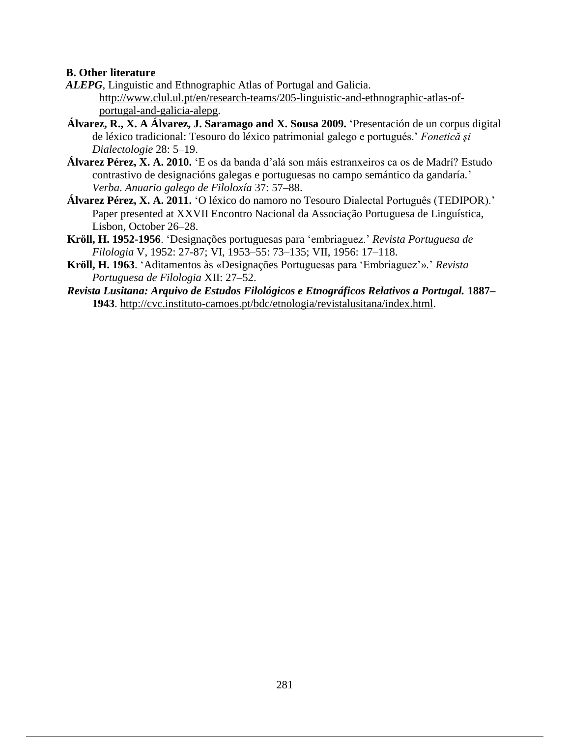**B. Other literature**

***ALEPG***, Linguistic and Ethnographic Atlas of Portugal and Galicia. http://www.clul.ul.pt/en/research-teams/205-linguistic-and-ethnographic-atlas-of-portugal-and-galicia-alepg.

**Álvarez, R., X. A Álvarez, J. Saramago and X. Sousa 2009.** 'Presentación de un corpus digital de léxico tradicional: Tesouro do léxico patrimonial galego e portugués.' *Fonetică şi Dialectologie* 28: 5–19.

**Álvarez Pérez, X. A. 2010.** 'E os da banda d'alá son máis estranxeiros ca os de Madrí? Estudo contrastivo de designacións galegas e portuguesas no campo semántico da gandaría.' *Verba*. *Anuario galego de Filoloxía* 37: 57–88.

**Álvarez Pérez, X. A. 2011.** 'O léxico do namoro no Tesouro Dialectal Português (TEDIPOR).' Paper presented at XXVII Encontro Nacional da Associação Portuguesa de Linguística, Lisbon, October 26–28.

**Kröll, H. 1952-1956**. 'Designações portuguesas para 'embriaguez.' *Revista Portuguesa de Filologia* V, 1952: 27-87; VI, 1953–55: 73–135; VII, 1956: 17–118.

**Kröll, H. 1963**. 'Aditamentos às «Designações Portuguesas para 'Embriaguez'».' *Revista Portuguesa de Filologia* XII: 27–52.

***Revista Lusitana: Arquivo de Estudos Filológicos e Etnográficos Relativos a Portugal.* 1887–1943**. http://cvc.instituto-camoes.pt/bdc/etnologia/revistalusitana/index.html.